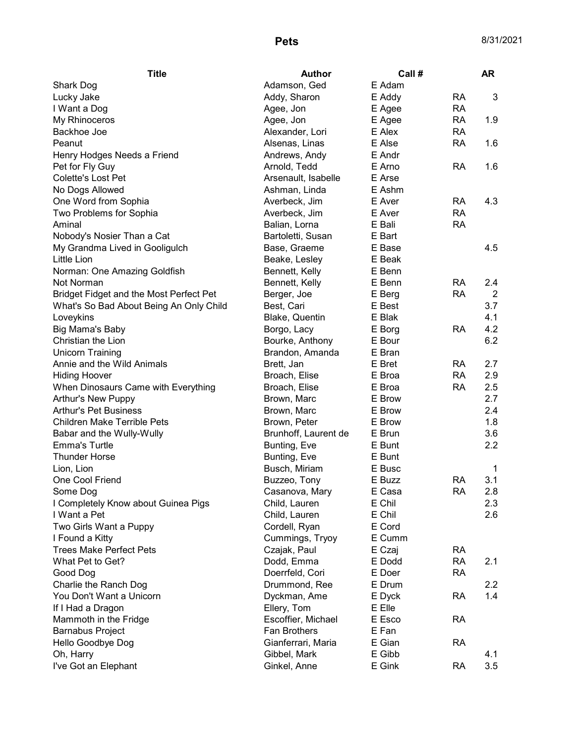# Pets

8/31/2021

| Title | Author | Call # | | AR |
|---|---|---|---|---|
| Shark Dog | Adamson, Ged | E Adam | | |
| Lucky Jake | Addy, Sharon | E Addy | RA | 3 |
| I Want a Dog | Agee, Jon | E Agee | RA | |
| My Rhinoceros | Agee, Jon | E Agee | RA | 1.9 |
| Backhoe Joe | Alexander, Lori | E Alex | RA | |
| Peanut | Alsenas, Linas | E Alse | RA | 1.6 |
| Henry Hodges Needs a Friend | Andrews, Andy | E Andr | | |
| Pet for Fly Guy | Arnold, Tedd | E Arno | RA | 1.6 |
| Colette's Lost Pet | Arsenault, Isabelle | E Arse | | |
| No Dogs Allowed | Ashman, Linda | E Ashm | | |
| One Word from Sophia | Averbeck, Jim | E Aver | RA | 4.3 |
| Two Problems for Sophia | Averbeck, Jim | E Aver | RA | |
| Aminal | Balian, Lorna | E Bali | RA | |
| Nobody's Nosier Than a Cat | Bartoletti, Susan | E Bart | | |
| My Grandma Lived in Gooligulch | Base, Graeme | E Base | | 4.5 |
| Little Lion | Beake, Lesley | E Beak | | |
| Norman: One Amazing Goldfish | Bennett, Kelly | E Benn | | |
| Not Norman | Bennett, Kelly | E Benn | RA | 2.4 |
| Bridget Fidget and the Most Perfect Pet | Berger, Joe | E Berg | RA | 2 |
| What's So Bad About Being An Only Child | Best, Cari | E Best | | 3.7 |
| Loveykins | Blake, Quentin | E Blak | | 4.1 |
| Big Mama's Baby | Borgo, Lacy | E Borg | RA | 4.2 |
| Christian the Lion | Bourke, Anthony | E Bour | | 6.2 |
| Unicorn Training | Brandon, Amanda | E Bran | | |
| Annie and the Wild Animals | Brett, Jan | E Bret | RA | 2.7 |
| Hiding Hoover | Broach, Elise | E Broa | RA | 2.9 |
| When Dinosaurs Came with Everything | Broach, Elise | E Broa | RA | 2.5 |
| Arthur's New Puppy | Brown, Marc | E Brow | | 2.7 |
| Arthur's Pet Business | Brown, Marc | E Brow | | 2.4 |
| Children Make Terrible Pets | Brown, Peter | E Brow | | 1.8 |
| Babar and the Wully-Wully | Brunhoff, Laurent de | E Brun | | 3.6 |
| Emma's Turtle | Bunting, Eve | E Bunt | | 2.2 |
| Thunder Horse | Bunting, Eve | E Bunt | | |
| Lion, Lion | Busch, Miriam | E Busc | | 1 |
| One Cool Friend | Buzzeo, Tony | E Buzz | RA | 3.1 |
| Some Dog | Casanova, Mary | E Casa | RA | 2.8 |
| I Completely Know about Guinea Pigs | Child, Lauren | E Chil | | 2.3 |
| I Want a Pet | Child, Lauren | E Chil | | 2.6 |
| Two Girls Want a Puppy | Cordell, Ryan | E Cord | | |
| I Found a Kitty | Cummings, Tryoy | E Cumm | | |
| Trees Make Perfect Pets | Czajak, Paul | E Czaj | RA | |
| What Pet to Get? | Dodd, Emma | E Dodd | RA | 2.1 |
| Good Dog | Doerrfeld, Cori | E Doer | RA | |
| Charlie the Ranch Dog | Drummond, Ree | E Drum | | 2.2 |
| You Don't Want a Unicorn | Dyckman, Ame | E Dyck | RA | 1.4 |
| If I Had a Dragon | Ellery, Tom | E Elle | | |
| Mammoth in the Fridge | Escoffier, Michael | E Esco | RA | |
| Barnabus Project | Fan Brothers | E Fan | | |
| Hello Goodbye Dog | Gianferrari, Maria | E Gian | RA | |
| Oh, Harry | Gibbel, Mark | E Gibb | | 4.1 |
| I've Got an Elephant | Ginkel, Anne | E Gink | RA | 3.5 |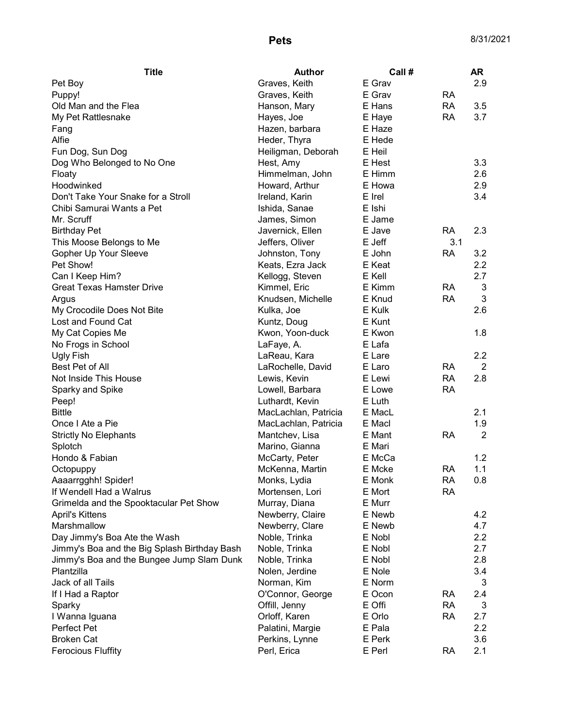| Title | Author | Call # | | AR |
|---|---|---|---|---|
| Pet Boy | Graves, Keith | E Grav | | 2.9 |
| Puppy! | Graves, Keith | E Grav | RA | |
| Old Man and the Flea | Hanson, Mary | E Hans | RA | 3.5 |
| My Pet Rattlesnake | Hayes, Joe | E Haye | RA | 3.7 |
| Fang | Hazen, barbara | E Haze | | |
| Alfie | Heder, Thyra | E Hede | | |
| Fun Dog, Sun Dog | Heiligman, Deborah | E Heil | | |
| Dog Who Belonged to No One | Hest, Amy | E Hest | | 3.3 |
| Floaty | Himmelman, John | E Himm | | 2.6 |
| Hoodwinked | Howard, Arthur | E Howa | | 2.9 |
| Don't Take Your Snake for a Stroll | Ireland, Karin | E Irel | | 3.4 |
| Chibi Samurai Wants a Pet | Ishida, Sanae | E Ishi | | |
| Mr. Scruff | James, Simon | E Jame | | |
| Birthday Pet | Javernick, Ellen | E Jave | RA | 2.3 |
| This Moose Belongs to Me | Jeffers, Oliver | E Jeff | 3.1 | |
| Gopher Up Your Sleeve | Johnston, Tony | E John | RA | 3.2 |
| Pet Show! | Keats, Ezra Jack | E Keat | | 2.2 |
| Can I Keep Him? | Kellogg, Steven | E Kell | | 2.7 |
| Great Texas Hamster Drive | Kimmel, Eric | E Kimm | RA | 3 |
| Argus | Knudsen, Michelle | E Knud | RA | 3 |
| My Crocodile Does Not Bite | Kulka, Joe | E Kulk | | 2.6 |
| Lost and Found Cat | Kuntz, Doug | E Kunt | | |
| My Cat Copies Me | Kwon, Yoon-duck | E Kwon | | 1.8 |
| No Frogs in School | LaFaye, A. | E Lafa | | |
| Ugly Fish | LaReau, Kara | E Lare | | 2.2 |
| Best Pet of All | LaRochelle, David | E Laro | RA | 2 |
| Not Inside This House | Lewis, Kevin | E Lewi | RA | 2.8 |
| Sparky and Spike | Lowell, Barbara | E Lowe | RA | |
| Peep! | Luthardt, Kevin | E Luth | | |
| Bittle | MacLachlan, Patricia | E MacL | | 2.1 |
| Once I Ate a Pie | MacLachlan, Patricia | E Macl | | 1.9 |
| Strictly No Elephants | Mantchev, Lisa | E Mant | RA | 2 |
| Splotch | Marino, Gianna | E Mari | | |
| Hondo & Fabian | McCarty, Peter | E McCa | | 1.2 |
| Octopuppy | McKenna, Martin | E Mcke | RA | 1.1 |
| Aaaarrgghh! Spider! | Monks, Lydia | E Monk | RA | 0.8 |
| If Wendell Had a Walrus | Mortensen, Lori | E Mort | RA | |
| Grimelda and the Spooktacular Pet Show | Murray, Diana | E Murr | | |
| April's Kittens | Newberry, Claire | E Newb | | 4.2 |
| Marshmallow | Newberry, Clare | E Newb | | 4.7 |
| Day Jimmy's Boa Ate the Wash | Noble, Trinka | E Nobl | | 2.2 |
| Jimmy's Boa and the Big Splash Birthday Bash | Noble, Trinka | E Nobl | | 2.7 |
| Jimmy's Boa and the Bungee Jump Slam Dunk | Noble, Trinka | E Nobl | | 2.8 |
| Plantzilla | Nolen, Jerdine | E Nole | | 3.4 |
| Jack of all Tails | Norman, Kim | E Norm | | 3 |
| If I Had a Raptor | O'Connor, George | E Ocon | RA | 2.4 |
| Sparky | Offill, Jenny | E Offi | RA | 3 |
| I Wanna Iguana | Orloff, Karen | E Orlo | RA | 2.7 |
| Perfect Pet | Palatini, Margie | E Pala | | 2.2 |
| Broken Cat | Perkins, Lynne | E Perk | | 3.6 |
| Ferocious Fluffity | Perl, Erica | E Perl | RA | 2.1 |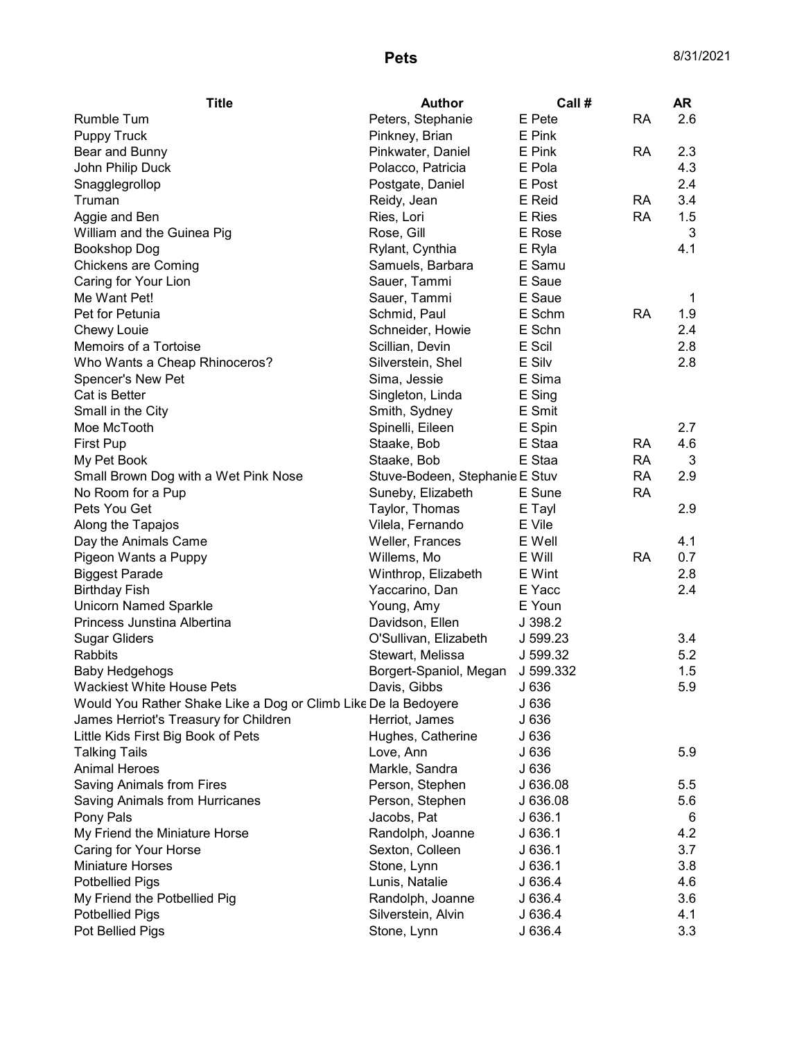# Pets

8/31/2021

| Title | Author | Call # | | AR |
|---|---|---|---|---|
| Rumble Tum | Peters, Stephanie | E Pete | RA | 2.6 |
| Puppy Truck | Pinkney, Brian | E Pink | | |
| Bear and Bunny | Pinkwater, Daniel | E Pink | RA | 2.3 |
| John Philip Duck | Polacco, Patricia | E Pola | | 4.3 |
| Snagglegrollop | Postgate, Daniel | E Post | | 2.4 |
| Truman | Reidy, Jean | E Reid | RA | 3.4 |
| Aggie and Ben | Ries, Lori | E Ries | RA | 1.5 |
| William and the Guinea Pig | Rose, Gill | E Rose | | 3 |
| Bookshop Dog | Rylant, Cynthia | E Ryla | | 4.1 |
| Chickens are Coming | Samuels, Barbara | E Samu | | |
| Caring for Your Lion | Sauer, Tammi | E Saue | | |
| Me Want Pet! | Sauer, Tammi | E Saue | | 1 |
| Pet for Petunia | Schmid, Paul | E Schm | RA | 1.9 |
| Chewy Louie | Schneider, Howie | E Schn | | 2.4 |
| Memoirs of a Tortoise | Scillian, Devin | E Scil | | 2.8 |
| Who Wants a Cheap Rhinoceros? | Silverstein, Shel | E Silv | | 2.8 |
| Spencer's New Pet | Sima, Jessie | E Sima | | |
| Cat is Better | Singleton, Linda | E Sing | | |
| Small in the City | Smith, Sydney | E Smit | | |
| Moe McTooth | Spinelli, Eileen | E Spin | | 2.7 |
| First Pup | Staake, Bob | E Staa | RA | 4.6 |
| My Pet Book | Staake, Bob | E Staa | RA | 3 |
| Small Brown Dog with a Wet Pink Nose | Stuve-Bodeen, Stephanie | E Stuv | RA | 2.9 |
| No Room for a Pup | Suneby, Elizabeth | E Sune | RA | |
| Pets You Get | Taylor, Thomas | E Tayl | | 2.9 |
| Along the Tapajos | Vilela, Fernando | E Vile | | |
| Day the Animals Came | Weller, Frances | E Well | | 4.1 |
| Pigeon Wants a Puppy | Willems, Mo | E Will | RA | 0.7 |
| Biggest Parade | Winthrop, Elizabeth | E Wint | | 2.8 |
| Birthday Fish | Yaccarino, Dan | E Yacc | | 2.4 |
| Unicorn Named Sparkle | Young, Amy | E Youn | | |
| Princess Junstina Albertina | Davidson, Ellen | J 398.2 | | |
| Sugar Gliders | O'Sullivan, Elizabeth | J 599.23 | | 3.4 |
| Rabbits | Stewart, Melissa | J 599.32 | | 5.2 |
| Baby Hedgehogs | Borgert-Spaniol, Megan | J 599.332 | | 1.5 |
| Wackiest White House Pets | Davis, Gibbs | J 636 | | 5.9 |
| Would You Rather Shake Like a Dog or Climb Like | De la Bedoyere | J 636 | | |
| James Herriot's Treasury for Children | Herriot, James | J 636 | | |
| Little Kids First Big Book of Pets | Hughes, Catherine | J 636 | | |
| Talking Tails | Love, Ann | J 636 | | 5.9 |
| Animal Heroes | Markle, Sandra | J 636 | | |
| Saving Animals from Fires | Person, Stephen | J 636.08 | | 5.5 |
| Saving Animals from Hurricanes | Person, Stephen | J 636.08 | | 5.6 |
| Pony Pals | Jacobs, Pat | J 636.1 | | 6 |
| My Friend the Miniature Horse | Randolph, Joanne | J 636.1 | | 4.2 |
| Caring for Your Horse | Sexton, Colleen | J 636.1 | | 3.7 |
| Miniature Horses | Stone, Lynn | J 636.1 | | 3.8 |
| Potbellied Pigs | Lunis, Natalie | J 636.4 | | 4.6 |
| My Friend the Potbellied Pig | Randolph, Joanne | J 636.4 | | 3.6 |
| Potbellied Pigs | Silverstein, Alvin | J 636.4 | | 4.1 |
| Pot Bellied Pigs | Stone, Lynn | J 636.4 | | 3.3 |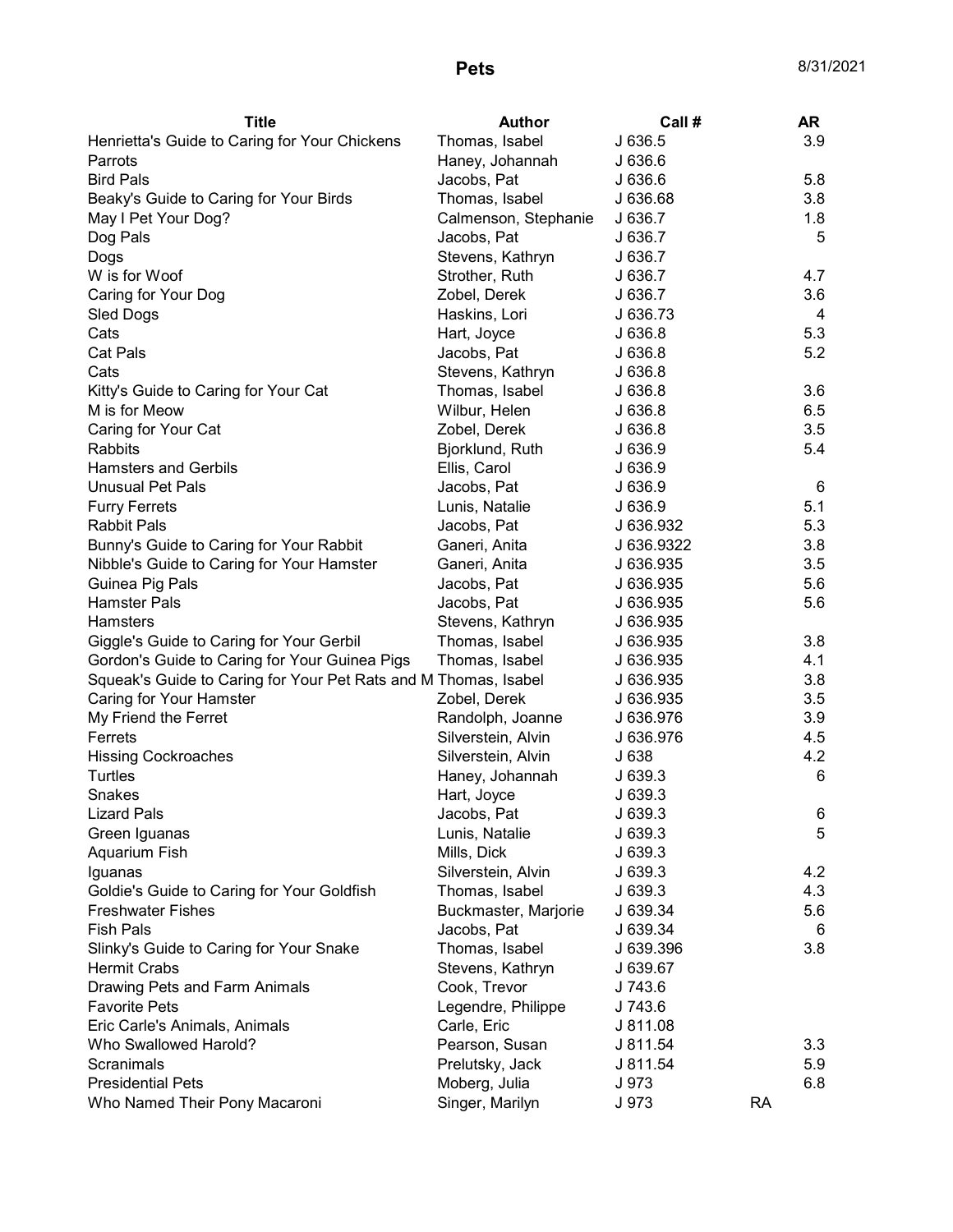# Pets

8/31/2021

| Title | Author | Call # | AR |
|---|---|---|---|
| Henrietta's Guide to Caring for Your Chickens | Thomas, Isabel | J 636.5 | 3.9 |
| Parrots | Haney, Johannah | J 636.6 | |
| Bird Pals | Jacobs, Pat | J 636.6 | 5.8 |
| Beaky's Guide to Caring for Your Birds | Thomas, Isabel | J 636.68 | 3.8 |
| May I Pet Your Dog? | Calmenson, Stephanie | J 636.7 | 1.8 |
| Dog Pals | Jacobs, Pat | J 636.7 | 5 |
| Dogs | Stevens, Kathryn | J 636.7 | |
| W is for Woof | Strother, Ruth | J 636.7 | 4.7 |
| Caring for Your Dog | Zobel, Derek | J 636.7 | 3.6 |
| Sled Dogs | Haskins, Lori | J 636.73 | 4 |
| Cats | Hart, Joyce | J 636.8 | 5.3 |
| Cat Pals | Jacobs, Pat | J 636.8 | 5.2 |
| Cats | Stevens, Kathryn | J 636.8 | |
| Kitty's Guide to Caring for Your Cat | Thomas, Isabel | J 636.8 | 3.6 |
| M is for Meow | Wilbur, Helen | J 636.8 | 6.5 |
| Caring for Your Cat | Zobel, Derek | J 636.8 | 3.5 |
| Rabbits | Bjorklund, Ruth | J 636.9 | 5.4 |
| Hamsters and Gerbils | Ellis, Carol | J 636.9 | |
| Unusual Pet Pals | Jacobs, Pat | J 636.9 | 6 |
| Furry Ferrets | Lunis, Natalie | J 636.9 | 5.1 |
| Rabbit Pals | Jacobs, Pat | J 636.932 | 5.3 |
| Bunny's Guide to Caring for Your Rabbit | Ganeri, Anita | J 636.9322 | 3.8 |
| Nibble's Guide to Caring for Your Hamster | Ganeri, Anita | J 636.935 | 3.5 |
| Guinea Pig Pals | Jacobs, Pat | J 636.935 | 5.6 |
| Hamster Pals | Jacobs, Pat | J 636.935 | 5.6 |
| Hamsters | Stevens, Kathryn | J 636.935 | |
| Giggle's Guide to Caring for Your Gerbil | Thomas, Isabel | J 636.935 | 3.8 |
| Gordon's Guide to Caring for Your Guinea Pigs | Thomas, Isabel | J 636.935 | 4.1 |
| Squeak's Guide to Caring for Your Pet Rats and M | Thomas, Isabel | J 636.935 | 3.8 |
| Caring for Your Hamster | Zobel, Derek | J 636.935 | 3.5 |
| My Friend the Ferret | Randolph, Joanne | J 636.976 | 3.9 |
| Ferrets | Silverstein, Alvin | J 636.976 | 4.5 |
| Hissing Cockroaches | Silverstein, Alvin | J 638 | 4.2 |
| Turtles | Haney, Johannah | J 639.3 | 6 |
| Snakes | Hart, Joyce | J 639.3 | |
| Lizard Pals | Jacobs, Pat | J 639.3 | 6 |
| Green Iguanas | Lunis, Natalie | J 639.3 | 5 |
| Aquarium Fish | Mills, Dick | J 639.3 | |
| Iguanas | Silverstein, Alvin | J 639.3 | 4.2 |
| Goldie's Guide to Caring for Your Goldfish | Thomas, Isabel | J 639.3 | 4.3 |
| Freshwater Fishes | Buckmaster, Marjorie | J 639.34 | 5.6 |
| Fish Pals | Jacobs, Pat | J 639.34 | 6 |
| Slinky's Guide to Caring for Your Snake | Thomas, Isabel | J 639.396 | 3.8 |
| Hermit Crabs | Stevens, Kathryn | J 639.67 | |
| Drawing Pets and Farm Animals | Cook, Trevor | J 743.6 | |
| Favorite Pets | Legendre, Philippe | J 743.6 | |
| Eric Carle's Animals, Animals | Carle, Eric | J 811.08 | |
| Who Swallowed Harold? | Pearson, Susan | J 811.54 | 3.3 |
| Scranimals | Prelutsky, Jack | J 811.54 | 5.9 |
| Presidential Pets | Moberg, Julia | J 973 | 6.8 |
| Who Named Their Pony Macaroni | Singer, Marilyn | J 973 | RA |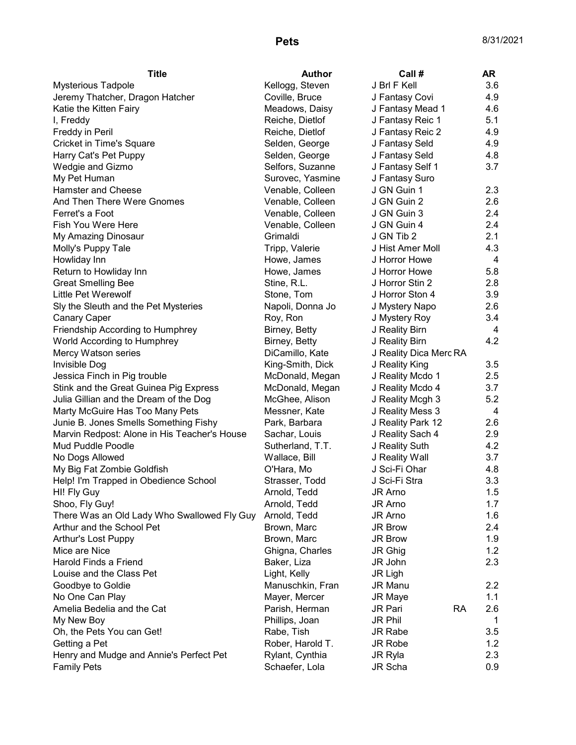# Pets

8/31/2021

| Title | Author | Call # | AR |
|---|---|---|---|
| Mysterious Tadpole | Kellogg, Steven | J Brl F Kell | 3.6 |
| Jeremy Thatcher, Dragon Hatcher | Coville, Bruce | J Fantasy Covi | 4.9 |
| Katie the Kitten Fairy | Meadows, Daisy | J Fantasy Mead 1 | 4.6 |
| I, Freddy | Reiche, Dietlof | J Fantasy Reic 1 | 5.1 |
| Freddy in Peril | Reiche, Dietlof | J Fantasy Reic 2 | 4.9 |
| Cricket in Time's Square | Selden, George | J Fantasy Seld | 4.9 |
| Harry Cat's Pet Puppy | Selden, George | J Fantasy Seld | 4.8 |
| Wedgie and Gizmo | Selfors, Suzanne | J Fantasy Self 1 | 3.7 |
| My Pet Human | Surovec, Yasmine | J Fantasy Suro | |
| Hamster and Cheese | Venable, Colleen | J GN Guin 1 | 2.3 |
| And Then There Were Gnomes | Venable, Colleen | J GN Guin 2 | 2.6 |
| Ferret's a Foot | Venable, Colleen | J GN Guin 3 | 2.4 |
| Fish You Were Here | Venable, Colleen | J GN Guin 4 | 2.4 |
| My Amazing Dinosaur | Grimaldi | J GN Tib 2 | 2.1 |
| Molly's Puppy Tale | Tripp, Valerie | J Hist Amer Moll | 4.3 |
| Howliday Inn | Howe, James | J Horror Howe | 4 |
| Return to Howliday Inn | Howe, James | J Horror Howe | 5.8 |
| Great Smelling Bee | Stine, R.L. | J Horror Stin 2 | 2.8 |
| Little Pet Werewolf | Stone, Tom | J Horror Ston 4 | 3.9 |
| Sly the Sleuth and the Pet Mysteries | Napoli, Donna Jo | J Mystery Napo | 2.6 |
| Canary Caper | Roy, Ron | J Mystery Roy | 3.4 |
| Friendship According to Humphrey | Birney, Betty | J Reality Birn | 4 |
| World According to Humphrey | Birney, Betty | J Reality Birn | 4.2 |
| Mercy Watson series | DiCamillo, Kate | J Reality Dica Merc RA | |
| Invisible Dog | King-Smith, Dick | J Reality King | 3.5 |
| Jessica Finch in Pig trouble | McDonald, Megan | J Reality Mcdo 1 | 2.5 |
| Stink and the Great Guinea Pig Express | McDonald, Megan | J Reality Mcdo 4 | 3.7 |
| Julia Gillian and the Dream of the Dog | McGhee, Alison | J Reality Mcgh 3 | 5.2 |
| Marty McGuire Has Too Many Pets | Messner, Kate | J Reality Mess 3 | 4 |
| Junie B. Jones Smells Something Fishy | Park, Barbara | J Reality Park 12 | 2.6 |
| Marvin Redpost: Alone in His Teacher's House | Sachar, Louis | J Reality Sach 4 | 2.9 |
| Mud Puddle Poodle | Sutherland, T.T. | J Reality Suth | 4.2 |
| No Dogs Allowed | Wallace, Bill | J Reality Wall | 3.7 |
| My Big Fat Zombie Goldfish | O'Hara, Mo | J Sci-Fi Ohar | 4.8 |
| Help! I'm Trapped in Obedience School | Strasser, Todd | J Sci-Fi Stra | 3.3 |
| HI! Fly Guy | Arnold, Tedd | JR Arno | 1.5 |
| Shoo, Fly Guy! | Arnold, Tedd | JR Arno | 1.7 |
| There Was an Old Lady Who Swallowed Fly Guy | Arnold, Tedd | JR Arno | 1.6 |
| Arthur and the School Pet | Brown, Marc | JR Brow | 2.4 |
| Arthur's Lost Puppy | Brown, Marc | JR Brow | 1.9 |
| Mice are Nice | Ghigna, Charles | JR Ghig | 1.2 |
| Harold Finds a Friend | Baker, Liza | JR John | 2.3 |
| Louise and the Class Pet | Light, Kelly | JR Ligh | |
| Goodbye to Goldie | Manuschkin, Fran | JR Manu | 2.2 |
| No One Can Play | Mayer, Mercer | JR Maye | 1.1 |
| Amelia Bedelia and the Cat | Parish, Herman | JR Pari RA | 2.6 |
| My New Boy | Phillips, Joan | JR Phil | 1 |
| Oh, the Pets You can Get! | Rabe, Tish | JR Rabe | 3.5 |
| Getting a Pet | Rober, Harold T. | JR Robe | 1.2 |
| Henry and Mudge and Annie's Perfect Pet | Rylant, Cynthia | JR Ryla | 2.3 |
| Family Pets | Schaefer, Lola | JR Scha | 0.9 |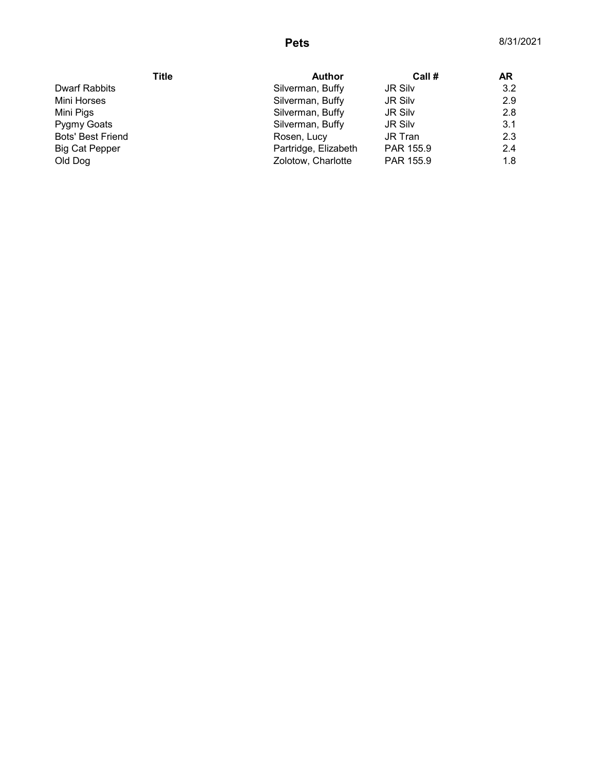## Pets

8/31/2021

| Title | Author | Call # | AR |
|---|---|---|---|
| Dwarf Rabbits | Silverman, Buffy | JR Silv | 3.2 |
| Mini Horses | Silverman, Buffy | JR Silv | 2.9 |
| Mini Pigs | Silverman, Buffy | JR Silv | 2.8 |
| Pygmy Goats | Silverman, Buffy | JR Silv | 3.1 |
| Bots' Best Friend | Rosen, Lucy | JR Tran | 2.3 |
| Big Cat Pepper | Partridge, Elizabeth | PAR 155.9 | 2.4 |
| Old Dog | Zolotow, Charlotte | PAR 155.9 | 1.8 |